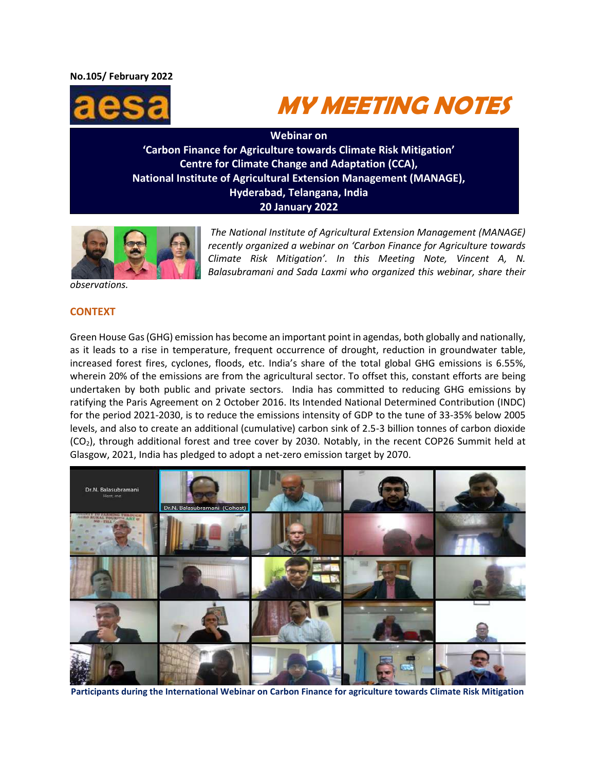No.105/ February 2022

aesa

# MY MEETING NOTES

**Webinar on**
**'Carbon Finance for Agriculture towards Climate Risk Mitigation'**
**Centre for Climate Change and Adaptation (CCA),**
**National Institute of Agricultural Extension Management (MANAGE),**
**Hyderabad, Telangana, India**
**20 January 2022**

*The National Institute of Agricultural Extension Management (MANAGE) recently organized a webinar on 'Carbon Finance for Agriculture towards Climate Risk Mitigation'. In this Meeting Note, Vincent A, N. Balasubramani and Sada Laxmi who organized this webinar, share their observations.*

## CONTEXT

Green House Gas (GHG) emission has become an important point in agendas, both globally and nationally, as it leads to a rise in temperature, frequent occurrence of drought, reduction in groundwater table, increased forest fires, cyclones, floods, etc. India's share of the total global GHG emissions is 6.55%, wherein 20% of the emissions are from the agricultural sector. To offset this, constant efforts are being undertaken by both public and private sectors. India has committed to reducing GHG emissions by ratifying the Paris Agreement on 2 October 2016. Its Intended National Determined Contribution (INDC) for the period 2021-2030, is to reduce the emissions intensity of GDP to the tune of 33-35% below 2005 levels, and also to create an additional (cumulative) carbon sink of 2.5-3 billion tonnes of carbon dioxide ($CO_2$), through additional forest and tree cover by 2030. Notably, in the recent COP26 Summit held at Glasgow, 2021, India has pledged to adopt a net-zero emission target by 2070.

**Participants during the International Webinar on Carbon Finance for agriculture towards Climate Risk Mitigation**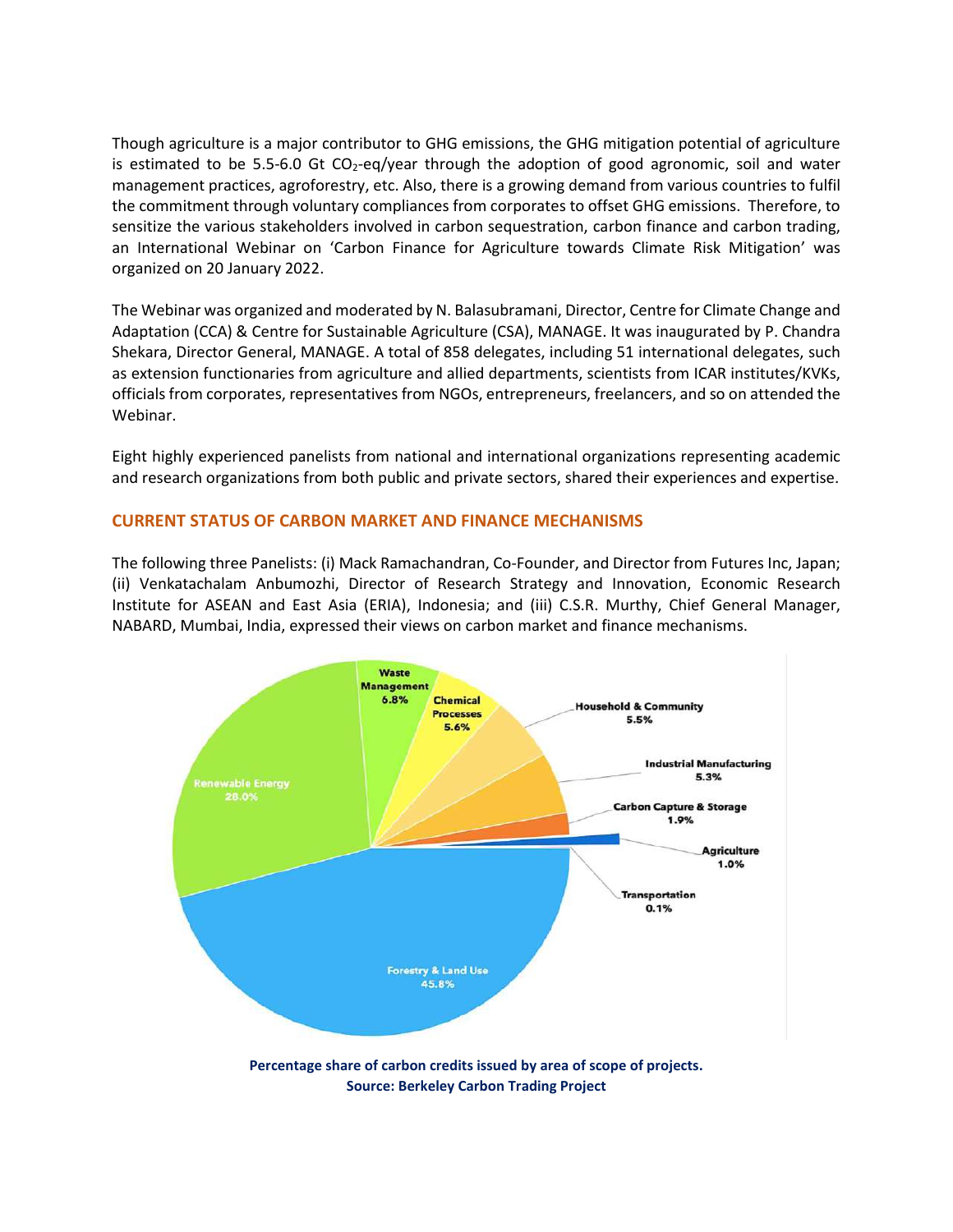Though agriculture is a major contributor to GHG emissions, the GHG mitigation potential of agriculture is estimated to be 5.5-6.0 Gt $CO_2$-eq/year through the adoption of good agronomic, soil and water management practices, agroforestry, etc. Also, there is a growing demand from various countries to fulfil the commitment through voluntary compliances from corporates to offset GHG emissions. Therefore, to sensitize the various stakeholders involved in carbon sequestration, carbon finance and carbon trading, an International Webinar on 'Carbon Finance for Agriculture towards Climate Risk Mitigation' was organized on 20 January 2022.

The Webinar was organized and moderated by N. Balasubramani, Director, Centre for Climate Change and Adaptation (CCA) & Centre for Sustainable Agriculture (CSA), MANAGE. It was inaugurated by P. Chandra Shekara, Director General, MANAGE. A total of 858 delegates, including 51 international delegates, such as extension functionaries from agriculture and allied departments, scientists from ICAR institutes/KVKs, officials from corporates, representatives from NGOs, entrepreneurs, freelancers, and so on attended the Webinar.

Eight highly experienced panelists from national and international organizations representing academic and research organizations from both public and private sectors, shared their experiences and expertise.

## CURRENT STATUS OF CARBON MARKET AND FINANCE MECHANISMS

The following three Panelists: (i) Mack Ramachandran, Co-Founder, and Director from Futures Inc, Japan; (ii) Venkatachalam Anbumozhi, Director of Research Strategy and Innovation, Economic Research Institute for ASEAN and East Asia (ERIA), Indonesia; and (iii) C.S.R. Murthy, Chief General Manager, NABARD, Mumbai, India, expressed their views on carbon market and finance mechanisms.

**Percentage share of carbon credits issued by area of scope of projects.**
**Source: Berkeley Carbon Trading Project**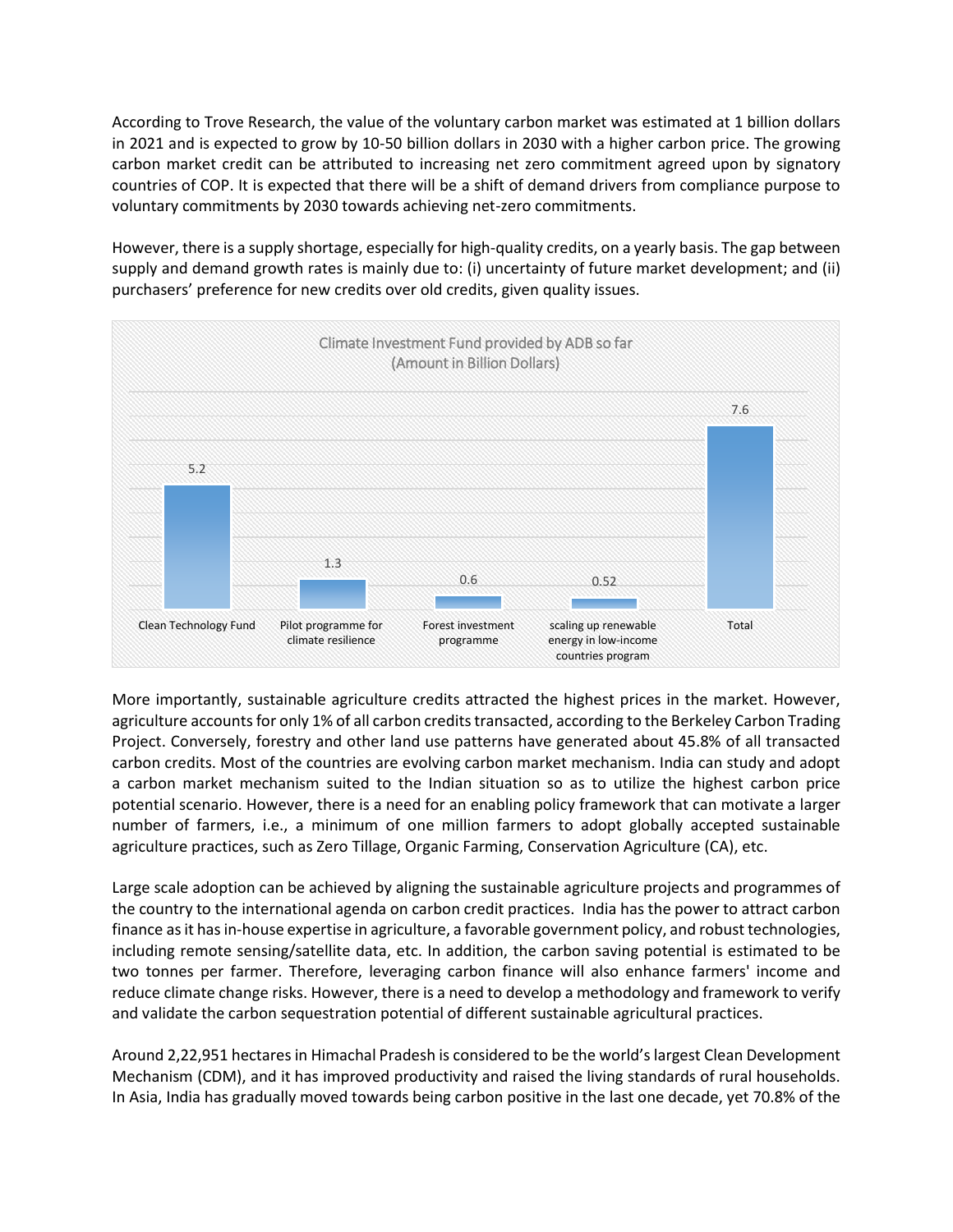According to Trove Research, the value of the voluntary carbon market was estimated at 1 billion dollars in 2021 and is expected to grow by 10-50 billion dollars in 2030 with a higher carbon price. The growing carbon market credit can be attributed to increasing net zero commitment agreed upon by signatory countries of COP. It is expected that there will be a shift of demand drivers from compliance purpose to voluntary commitments by 2030 towards achieving net-zero commitments.

However, there is a supply shortage, especially for high-quality credits, on a yearly basis. The gap between supply and demand growth rates is mainly due to: (i) uncertainty of future market development; and (ii) purchasers' preference for new credits over old credits, given quality issues.

Climate Investment Fund provided by ADB so far (Amount in Billion Dollars)

| Programme | Amount (Billion Dollars) |
|---|---|
| Clean Technology Fund | 5.2 |
| Pilot programme for climate resilience | 1.3 |
| Forest investment programme | 0.6 |
| scaling up renewable energy in low-income countries program | 0.52 |
| Total | 7.6 |

More importantly, sustainable agriculture credits attracted the highest prices in the market. However, agriculture accounts for only 1% of all carbon credits transacted, according to the Berkeley Carbon Trading Project. Conversely, forestry and other land use patterns have generated about 45.8% of all transacted carbon credits. Most of the countries are evolving carbon market mechanism. India can study and adopt a carbon market mechanism suited to the Indian situation so as to utilize the highest carbon price potential scenario. However, there is a need for an enabling policy framework that can motivate a larger number of farmers, i.e., a minimum of one million farmers to adopt globally accepted sustainable agriculture practices, such as Zero Tillage, Organic Farming, Conservation Agriculture (CA), etc.

Large scale adoption can be achieved by aligning the sustainable agriculture projects and programmes of the country to the international agenda on carbon credit practices. India has the power to attract carbon finance as it has in-house expertise in agriculture, a favorable government policy, and robust technologies, including remote sensing/satellite data, etc. In addition, the carbon saving potential is estimated to be two tonnes per farmer. Therefore, leveraging carbon finance will also enhance farmers' income and reduce climate change risks. However, there is a need to develop a methodology and framework to verify and validate the carbon sequestration potential of different sustainable agricultural practices.

Around 2,22,951 hectares in Himachal Pradesh is considered to be the world's largest Clean Development Mechanism (CDM), and it has improved productivity and raised the living standards of rural households. In Asia, India has gradually moved towards being carbon positive in the last one decade, yet 70.8% of the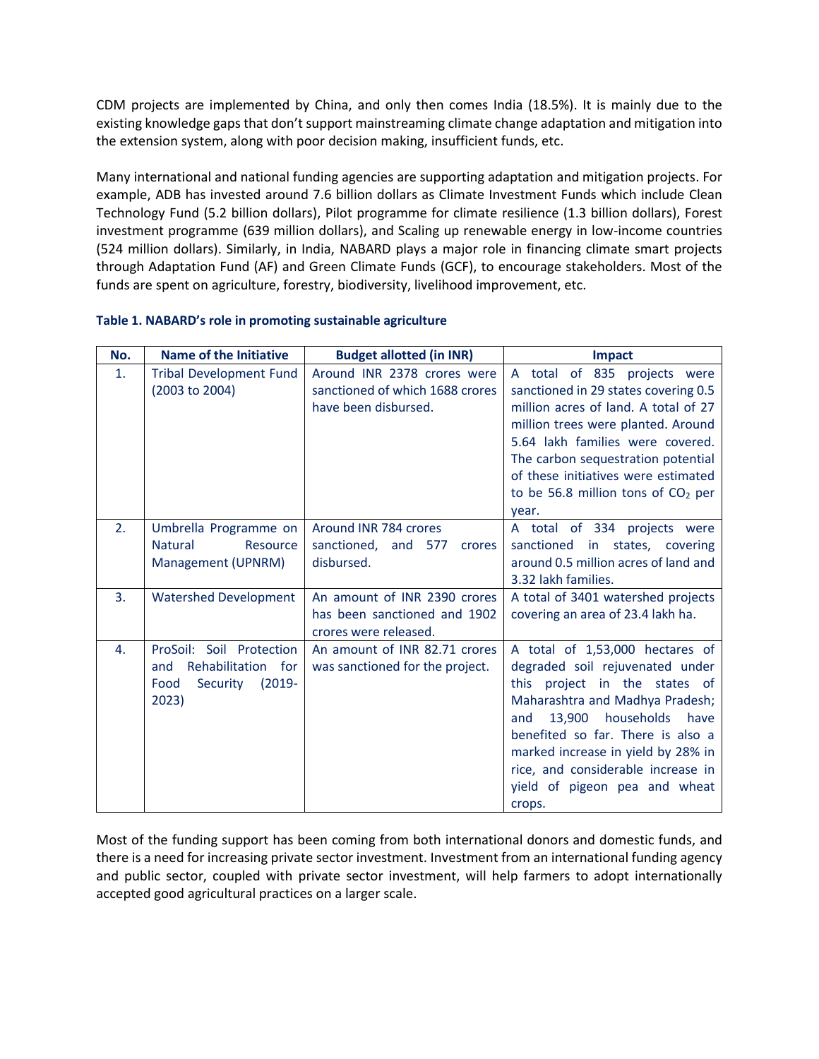CDM projects are implemented by China, and only then comes India (18.5%). It is mainly due to the existing knowledge gaps that don't support mainstreaming climate change adaptation and mitigation into the extension system, along with poor decision making, insufficient funds, etc.

Many international and national funding agencies are supporting adaptation and mitigation projects. For example, ADB has invested around 7.6 billion dollars as Climate Investment Funds which include Clean Technology Fund (5.2 billion dollars), Pilot programme for climate resilience (1.3 billion dollars), Forest investment programme (639 million dollars), and Scaling up renewable energy in low-income countries (524 million dollars). Similarly, in India, NABARD plays a major role in financing climate smart projects through Adaptation Fund (AF) and Green Climate Funds (GCF), to encourage stakeholders. Most of the funds are spent on agriculture, forestry, biodiversity, livelihood improvement, etc.

**Table 1. NABARD's role in promoting sustainable agriculture**

| No. | Name of the Initiative | Budget allotted (in INR) | Impact |
|---|---|---|---|
| 1. | Tribal Development Fund (2003 to 2004) | Around INR 2378 crores were sanctioned of which 1688 crores have been disbursed. | A total of 835 projects were sanctioned in 29 states covering 0.5 million acres of land. A total of 27 million trees were planted. Around 5.64 lakh families were covered. The carbon sequestration potential of these initiatives were estimated to be 56.8 million tons of $CO_2$ per year. |
| 2. | Umbrella Programme on Natural Resource Management (UPNRM) | Around INR 784 crores sanctioned, and 577 crores disbursed. | A total of 334 projects were sanctioned in states, covering around 0.5 million acres of land and 3.32 lakh families. |
| 3. | Watershed Development | An amount of INR 2390 crores has been sanctioned and 1902 crores were released. | A total of 3401 watershed projects covering an area of 23.4 lakh ha. |
| 4. | ProSoil: Soil Protection and Rehabilitation for Food Security (2019-2023) | An amount of INR 82.71 crores was sanctioned for the project. | A total of 1,53,000 hectares of degraded soil rejuvenated under this project in the states of Maharashtra and Madhya Pradesh; and 13,900 households have benefited so far. There is also a marked increase in yield by 28% in rice, and considerable increase in yield of pigeon pea and wheat crops. |

Most of the funding support has been coming from both international donors and domestic funds, and there is a need for increasing private sector investment. Investment from an international funding agency and public sector, coupled with private sector investment, will help farmers to adopt internationally accepted good agricultural practices on a larger scale.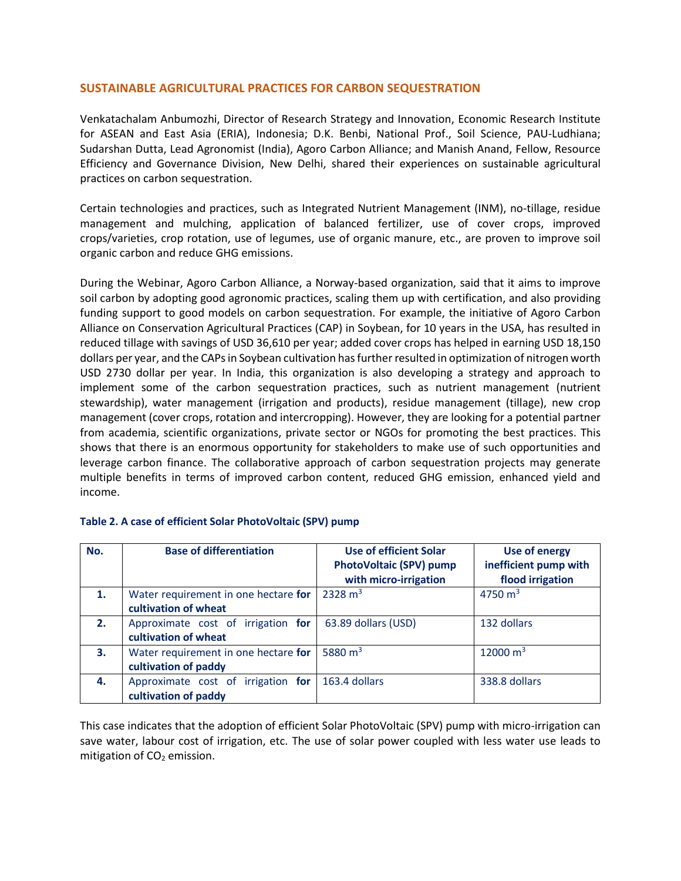## SUSTAINABLE AGRICULTURAL PRACTICES FOR CARBON SEQUESTRATION

Venkatachalam Anbumozhi, Director of Research Strategy and Innovation, Economic Research Institute for ASEAN and East Asia (ERIA), Indonesia; D.K. Benbi, National Prof., Soil Science, PAU-Ludhiana; Sudarshan Dutta, Lead Agronomist (India), Agoro Carbon Alliance; and Manish Anand, Fellow, Resource Efficiency and Governance Division, New Delhi, shared their experiences on sustainable agricultural practices on carbon sequestration.

Certain technologies and practices, such as Integrated Nutrient Management (INM), no-tillage, residue management and mulching, application of balanced fertilizer, use of cover crops, improved crops/varieties, crop rotation, use of legumes, use of organic manure, etc., are proven to improve soil organic carbon and reduce GHG emissions.

During the Webinar, Agoro Carbon Alliance, a Norway-based organization, said that it aims to improve soil carbon by adopting good agronomic practices, scaling them up with certification, and also providing funding support to good models on carbon sequestration. For example, the initiative of Agoro Carbon Alliance on Conservation Agricultural Practices (CAP) in Soybean, for 10 years in the USA, has resulted in reduced tillage with savings of USD 36,610 per year; added cover crops has helped in earning USD 18,150 dollars per year, and the CAPs in Soybean cultivation has further resulted in optimization of nitrogen worth USD 2730 dollar per year. In India, this organization is also developing a strategy and approach to implement some of the carbon sequestration practices, such as nutrient management (nutrient stewardship), water management (irrigation and products), residue management (tillage), new crop management (cover crops, rotation and intercropping). However, they are looking for a potential partner from academia, scientific organizations, private sector or NGOs for promoting the best practices. This shows that there is an enormous opportunity for stakeholders to make use of such opportunities and leverage carbon finance. The collaborative approach of carbon sequestration projects may generate multiple benefits in terms of improved carbon content, reduced GHG emission, enhanced yield and income.

**Table 2. A case of efficient Solar PhotoVoltaic (SPV) pump**

| No. | Base of differentiation | Use of efficient Solar PhotoVoltaic (SPV) pump with micro-irrigation | Use of energy inefficient pump with flood irrigation |
|---|---|---|---|
| 1. | Water requirement in one hectare **for cultivation of wheat** | 2328 $m^3$ | 4750 $m^3$ |
| 2. | Approximate cost of irrigation **for cultivation of wheat** | 63.89 dollars (USD) | 132 dollars |
| 3. | Water requirement in one hectare **for cultivation of paddy** | 5880 $m^3$ | 12000 $m^3$ |
| 4. | Approximate cost of irrigation **for cultivation of paddy** | 163.4 dollars | 338.8 dollars |

This case indicates that the adoption of efficient Solar PhotoVoltaic (SPV) pump with micro-irrigation can save water, labour cost of irrigation, etc. The use of solar power coupled with less water use leads to mitigation of $CO_2$ emission.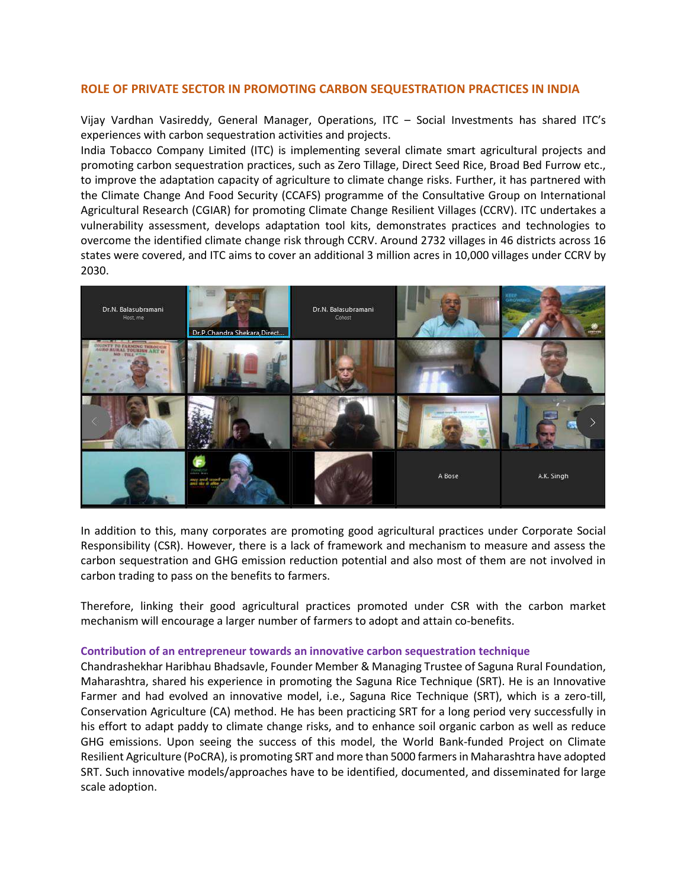## ROLE OF PRIVATE SECTOR IN PROMOTING CARBON SEQUESTRATION PRACTICES IN INDIA

Vijay Vardhan Vasireddy, General Manager, Operations, ITC – Social Investments has shared ITC's experiences with carbon sequestration activities and projects.

India Tobacco Company Limited (ITC) is implementing several climate smart agricultural projects and promoting carbon sequestration practices, such as Zero Tillage, Direct Seed Rice, Broad Bed Furrow etc., to improve the adaptation capacity of agriculture to climate change risks. Further, it has partnered with the Climate Change And Food Security (CCAFS) programme of the Consultative Group on International Agricultural Research (CGIAR) for promoting Climate Change Resilient Villages (CCRV). ITC undertakes a vulnerability assessment, develops adaptation tool kits, demonstrates practices and technologies to overcome the identified climate change risk through CCRV. Around 2732 villages in 46 districts across 16 states were covered, and ITC aims to cover an additional 3 million acres in 10,000 villages under CCRV by 2030.

In addition to this, many corporates are promoting good agricultural practices under Corporate Social Responsibility (CSR). However, there is a lack of framework and mechanism to measure and assess the carbon sequestration and GHG emission reduction potential and also most of them are not involved in carbon trading to pass on the benefits to farmers.

Therefore, linking their good agricultural practices promoted under CSR with the carbon market mechanism will encourage a larger number of farmers to adopt and attain co-benefits.

### Contribution of an entrepreneur towards an innovative carbon sequestration technique

Chandrashekhar Haribhau Bhadsavle, Founder Member & Managing Trustee of Saguna Rural Foundation, Maharashtra, shared his experience in promoting the Saguna Rice Technique (SRT). He is an Innovative Farmer and had evolved an innovative model, i.e., Saguna Rice Technique (SRT), which is a zero-till, Conservation Agriculture (CA) method. He has been practicing SRT for a long period very successfully in his effort to adapt paddy to climate change risks, and to enhance soil organic carbon as well as reduce GHG emissions. Upon seeing the success of this model, the World Bank-funded Project on Climate Resilient Agriculture (PoCRA), is promoting SRT and more than 5000 farmers in Maharashtra have adopted SRT. Such innovative models/approaches have to be identified, documented, and disseminated for large scale adoption.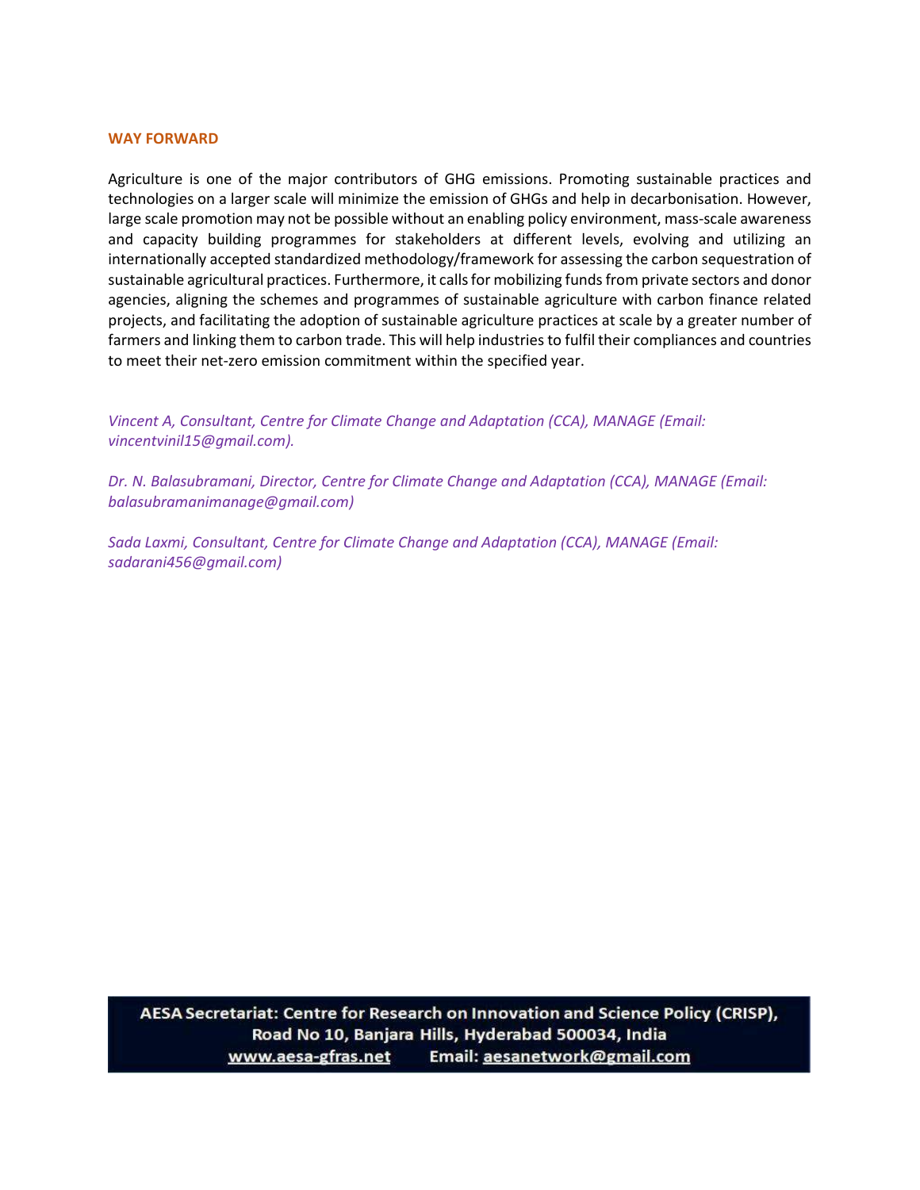## WAY FORWARD

Agriculture is one of the major contributors of GHG emissions. Promoting sustainable practices and technologies on a larger scale will minimize the emission of GHGs and help in decarbonisation. However, large scale promotion may not be possible without an enabling policy environment, mass-scale awareness and capacity building programmes for stakeholders at different levels, evolving and utilizing an internationally accepted standardized methodology/framework for assessing the carbon sequestration of sustainable agricultural practices. Furthermore, it calls for mobilizing funds from private sectors and donor agencies, aligning the schemes and programmes of sustainable agriculture with carbon finance related projects, and facilitating the adoption of sustainable agriculture practices at scale by a greater number of farmers and linking them to carbon trade. This will help industries to fulfil their compliances and countries to meet their net-zero emission commitment within the specified year.

*Vincent A, Consultant, Centre for Climate Change and Adaptation (CCA), MANAGE (Email: vincentvinil15@gmail.com).*

*Dr. N. Balasubramani, Director, Centre for Climate Change and Adaptation (CCA), MANAGE (Email: balasubramanimanage@gmail.com)*

*Sada Laxmi, Consultant, Centre for Climate Change and Adaptation (CCA), MANAGE (Email: sadarani456@gmail.com)*

**AESA Secretariat: Centre for Research on Innovation and Science Policy (CRISP), Road No 10, Banjara Hills, Hyderabad 500034, India**
**www.aesa-gfras.net Email: aesanetwork@gmail.com**